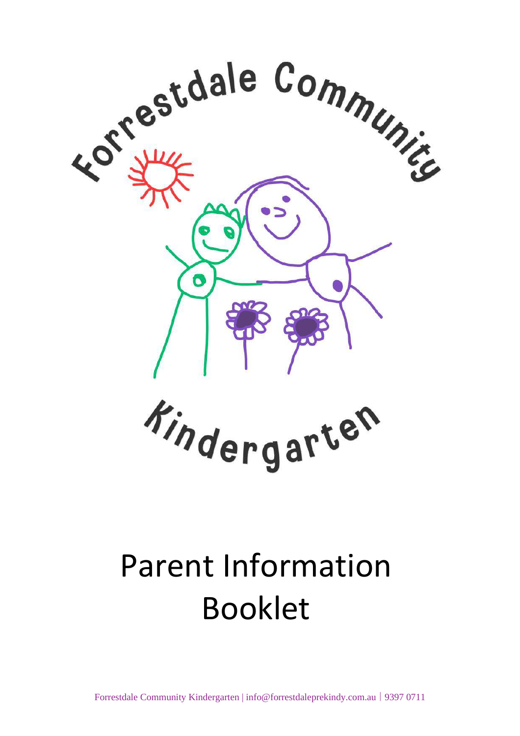Forrestdale Community Kindergarten

# Parent Information Booklet

Forrestdale Community Kindergarten | info@forrestdaleprekindy.com.au | 9397 0711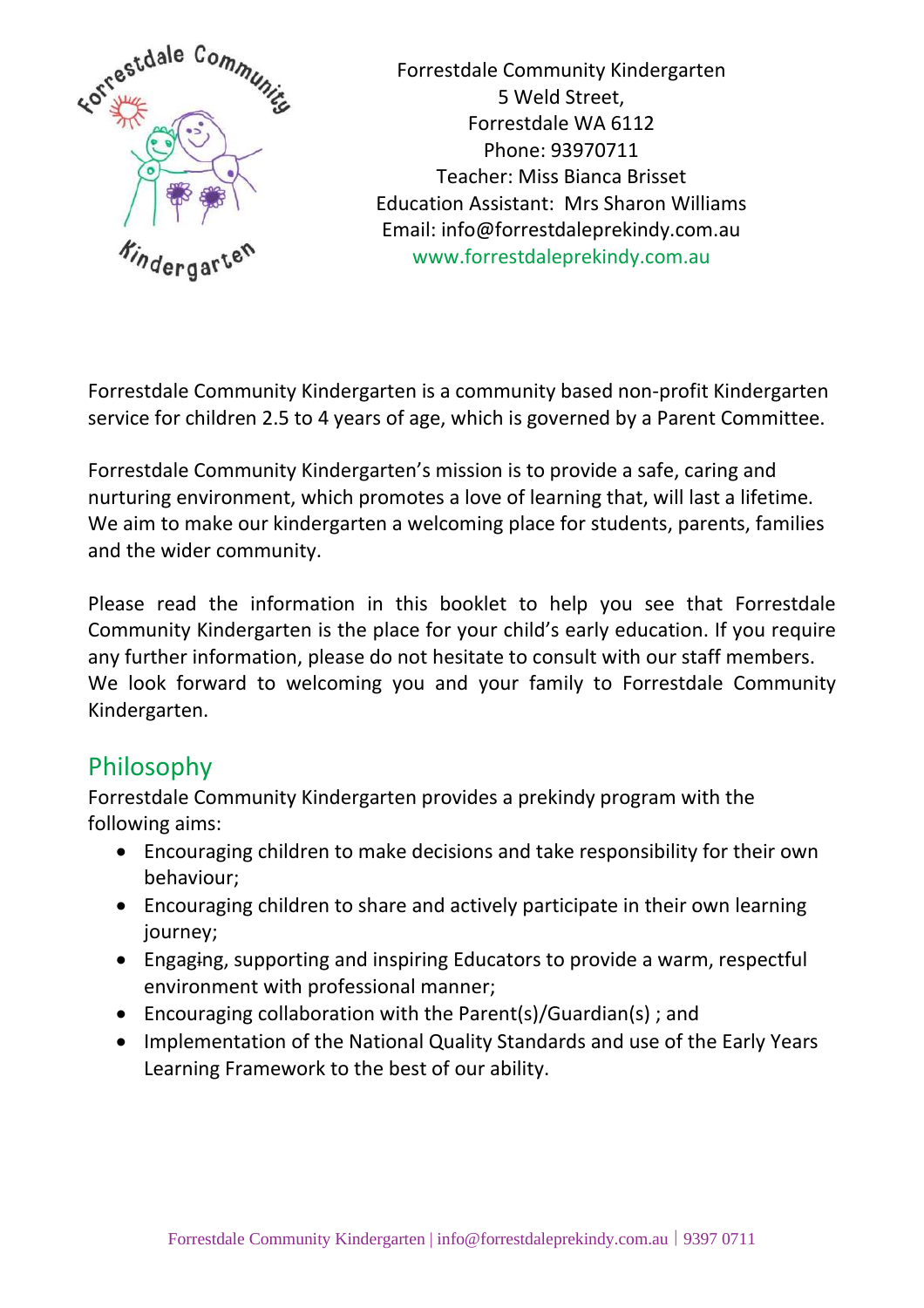Forrestdale Community Kindergarten
5 Weld Street,
Forrestdale WA 6112
Phone: 93970711
Teacher: Miss Bianca Brisset
Education Assistant: Mrs Sharon Williams
Email: info@forrestdaleprekindy.com.au
www.forrestdaleprekindy.com.au

Forrestdale Community Kindergarten is a community based non-profit Kindergarten service for children 2.5 to 4 years of age, which is governed by a Parent Committee.

Forrestdale Community Kindergarten's mission is to provide a safe, caring and nurturing environment, which promotes a love of learning that, will last a lifetime. We aim to make our kindergarten a welcoming place for students, parents, families and the wider community.

Please read the information in this booklet to help you see that Forrestdale Community Kindergarten is the place for your child's early education. If you require any further information, please do not hesitate to consult with our staff members. We look forward to welcoming you and your family to Forrestdale Community Kindergarten.

## Philosophy

Forrestdale Community Kindergarten provides a prekindy program with the following aims:

- Encouraging children to make decisions and take responsibility for their own behaviour;
- Encouraging children to share and actively participate in their own learning journey;
- Engaging, supporting and inspiring Educators to provide a warm, respectful environment with professional manner;
- Encouraging collaboration with the Parent(s)/Guardian(s) ; and
- Implementation of the National Quality Standards and use of the Early Years Learning Framework to the best of our ability.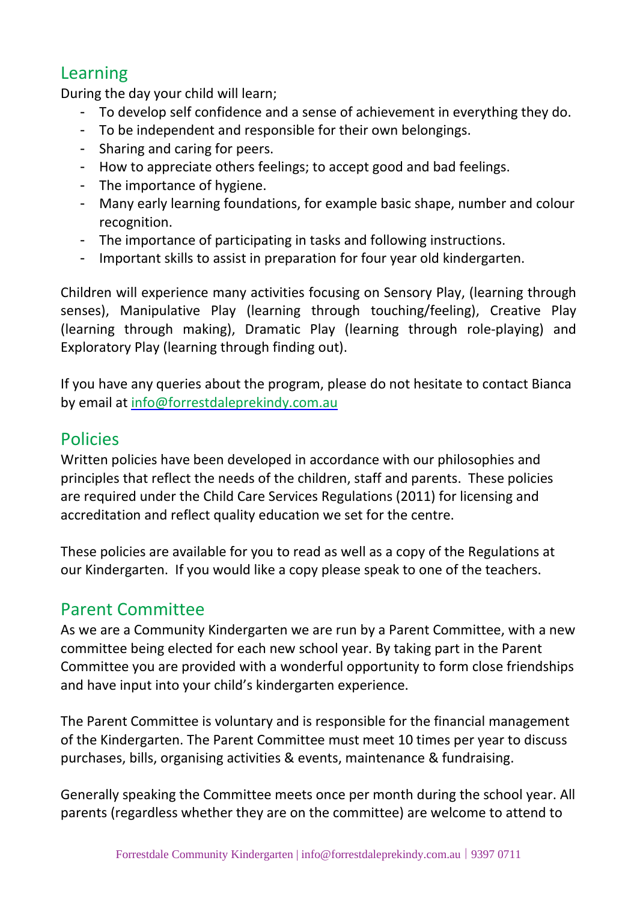## Learning

During the day your child will learn;

- To develop self confidence and a sense of achievement in everything they do.
- To be independent and responsible for their own belongings.
- Sharing and caring for peers.
- How to appreciate others feelings; to accept good and bad feelings.
- The importance of hygiene.
- Many early learning foundations, for example basic shape, number and colour recognition.
- The importance of participating in tasks and following instructions.
- Important skills to assist in preparation for four year old kindergarten.

Children will experience many activities focusing on Sensory Play, (learning through senses), Manipulative Play (learning through touching/feeling), Creative Play (learning through making), Dramatic Play (learning through role-playing) and Exploratory Play (learning through finding out).

If you have any queries about the program, please do not hesitate to contact Bianca by email at info@forrestdaleprekindy.com.au

## Policies

Written policies have been developed in accordance with our philosophies and principles that reflect the needs of the children, staff and parents. These policies are required under the Child Care Services Regulations (2011) for licensing and accreditation and reflect quality education we set for the centre.

These policies are available for you to read as well as a copy of the Regulations at our Kindergarten. If you would like a copy please speak to one of the teachers.

## Parent Committee

As we are a Community Kindergarten we are run by a Parent Committee, with a new committee being elected for each new school year. By taking part in the Parent Committee you are provided with a wonderful opportunity to form close friendships and have input into your child's kindergarten experience.

The Parent Committee is voluntary and is responsible for the financial management of the Kindergarten. The Parent Committee must meet 10 times per year to discuss purchases, bills, organising activities & events, maintenance & fundraising.

Generally speaking the Committee meets once per month during the school year. All parents (regardless whether they are on the committee) are welcome to attend to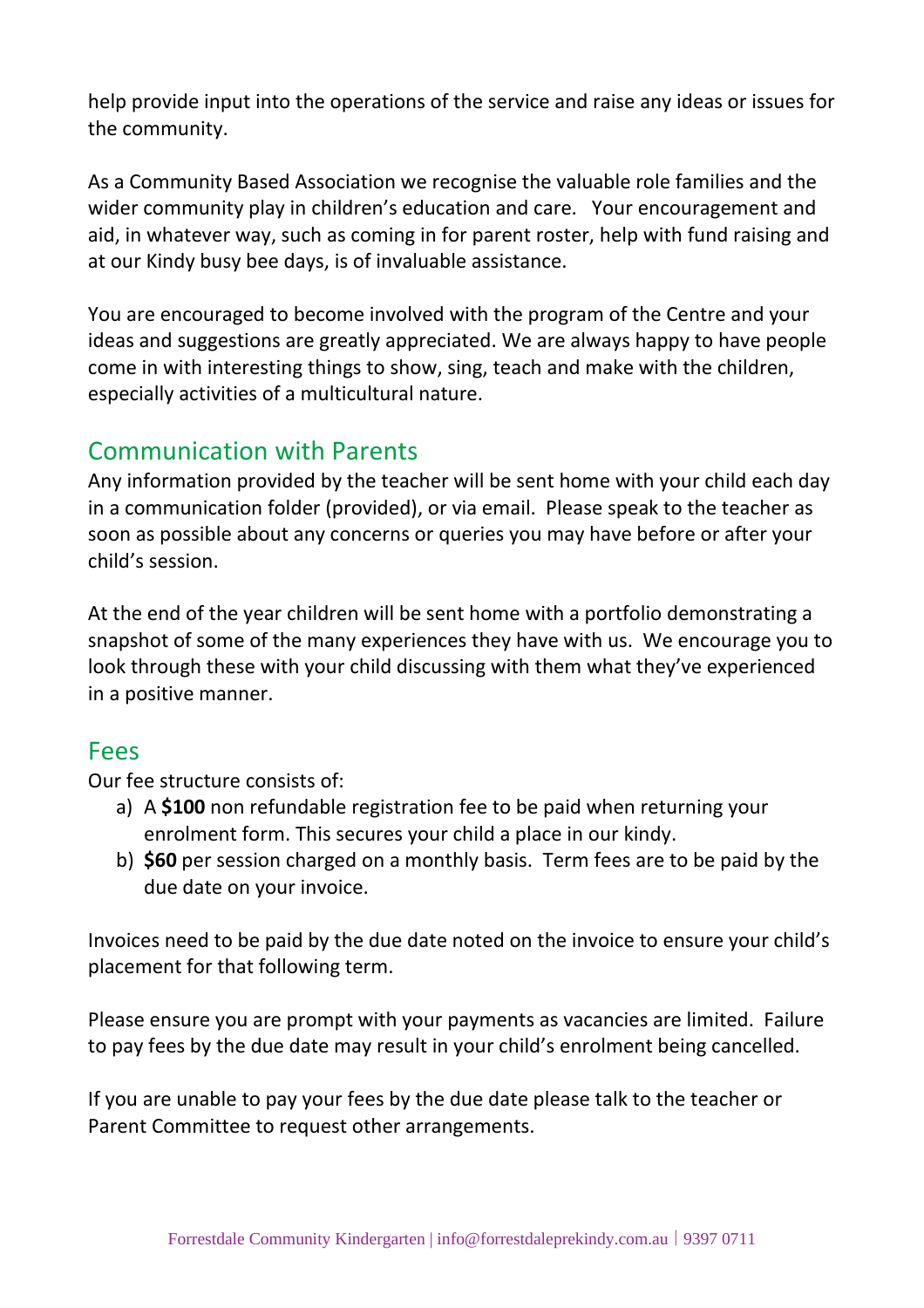help provide input into the operations of the service and raise any ideas or issues for the community.

As a Community Based Association we recognise the valuable role families and the wider community play in children's education and care. Your encouragement and aid, in whatever way, such as coming in for parent roster, help with fund raising and at our Kindy busy bee days, is of invaluable assistance.

You are encouraged to become involved with the program of the Centre and your ideas and suggestions are greatly appreciated. We are always happy to have people come in with interesting things to show, sing, teach and make with the children, especially activities of a multicultural nature.

## Communication with Parents

Any information provided by the teacher will be sent home with your child each day in a communication folder (provided), or via email. Please speak to the teacher as soon as possible about any concerns or queries you may have before or after your child's session.

At the end of the year children will be sent home with a portfolio demonstrating a snapshot of some of the many experiences they have with us. We encourage you to look through these with your child discussing with them what they've experienced in a positive manner.

## Fees

Our fee structure consists of:

a) A **$100** non refundable registration fee to be paid when returning your enrolment form. This secures your child a place in our kindy.
b) **$60** per session charged on a monthly basis. Term fees are to be paid by the due date on your invoice.

Invoices need to be paid by the due date noted on the invoice to ensure your child's placement for that following term.

Please ensure you are prompt with your payments as vacancies are limited. Failure to pay fees by the due date may result in your child's enrolment being cancelled.

If you are unable to pay your fees by the due date please talk to the teacher or Parent Committee to request other arrangements.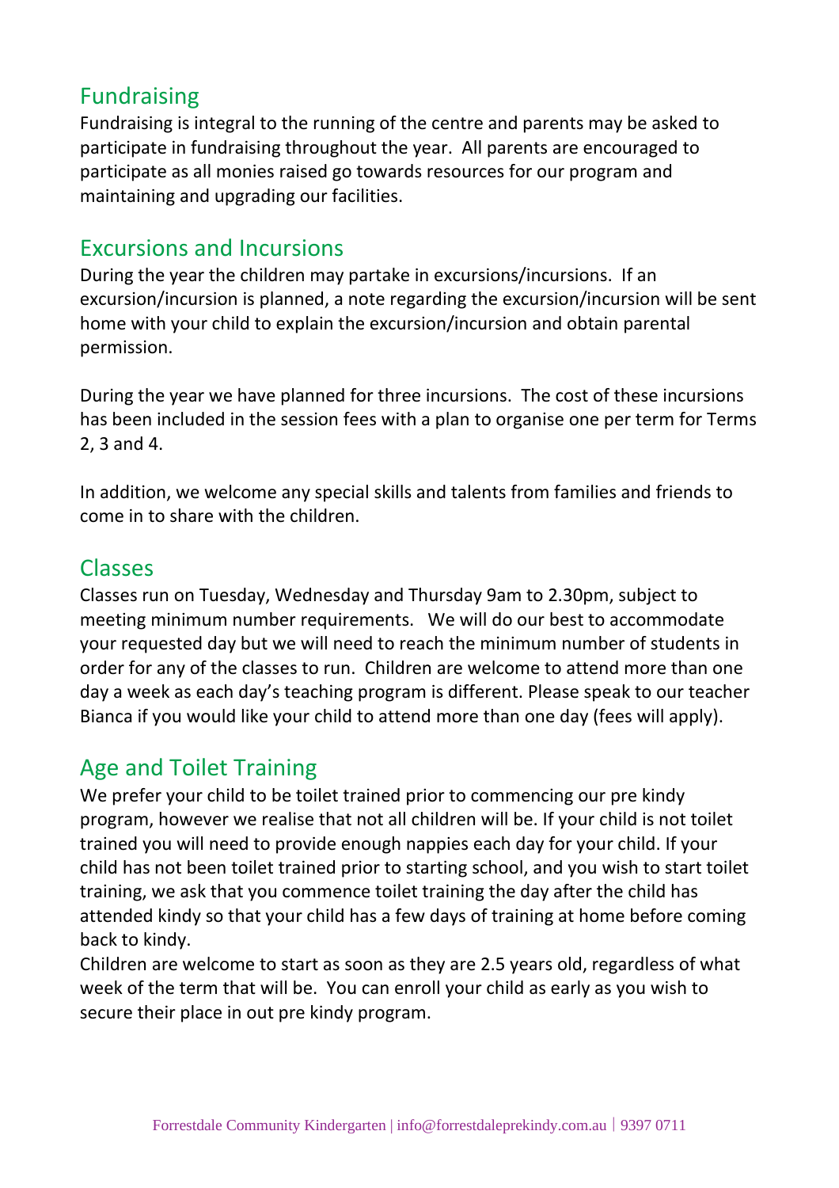## Fundraising

Fundraising is integral to the running of the centre and parents may be asked to participate in fundraising throughout the year. All parents are encouraged to participate as all monies raised go towards resources for our program and maintaining and upgrading our facilities.

## Excursions and Incursions

During the year the children may partake in excursions/incursions. If an excursion/incursion is planned, a note regarding the excursion/incursion will be sent home with your child to explain the excursion/incursion and obtain parental permission.

During the year we have planned for three incursions. The cost of these incursions has been included in the session fees with a plan to organise one per term for Terms 2, 3 and 4.

In addition, we welcome any special skills and talents from families and friends to come in to share with the children.

## Classes

Classes run on Tuesday, Wednesday and Thursday 9am to 2.30pm, subject to meeting minimum number requirements. We will do our best to accommodate your requested day but we will need to reach the minimum number of students in order for any of the classes to run. Children are welcome to attend more than one day a week as each day's teaching program is different. Please speak to our teacher Bianca if you would like your child to attend more than one day (fees will apply).

## Age and Toilet Training

We prefer your child to be toilet trained prior to commencing our pre kindy program, however we realise that not all children will be. If your child is not toilet trained you will need to provide enough nappies each day for your child. If your child has not been toilet trained prior to starting school, and you wish to start toilet training, we ask that you commence toilet training the day after the child has attended kindy so that your child has a few days of training at home before coming back to kindy.

Children are welcome to start as soon as they are 2.5 years old, regardless of what week of the term that will be. You can enroll your child as early as you wish to secure their place in out pre kindy program.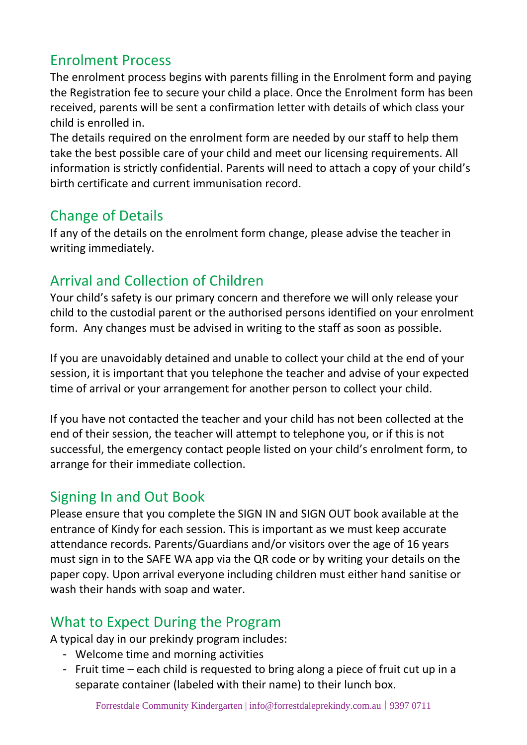## Enrolment Process

The enrolment process begins with parents filling in the Enrolment form and paying the Registration fee to secure your child a place. Once the Enrolment form has been received, parents will be sent a confirmation letter with details of which class your child is enrolled in.

The details required on the enrolment form are needed by our staff to help them take the best possible care of your child and meet our licensing requirements. All information is strictly confidential. Parents will need to attach a copy of your child's birth certificate and current immunisation record.

## Change of Details

If any of the details on the enrolment form change, please advise the teacher in writing immediately.

## Arrival and Collection of Children

Your child's safety is our primary concern and therefore we will only release your child to the custodial parent or the authorised persons identified on your enrolment form. Any changes must be advised in writing to the staff as soon as possible.

If you are unavoidably detained and unable to collect your child at the end of your session, it is important that you telephone the teacher and advise of your expected time of arrival or your arrangement for another person to collect your child.

If you have not contacted the teacher and your child has not been collected at the end of their session, the teacher will attempt to telephone you, or if this is not successful, the emergency contact people listed on your child's enrolment form, to arrange for their immediate collection.

## Signing In and Out Book

Please ensure that you complete the SIGN IN and SIGN OUT book available at the entrance of Kindy for each session. This is important as we must keep accurate attendance records. Parents/Guardians and/or visitors over the age of 16 years must sign in to the SAFE WA app via the QR code or by writing your details on the paper copy. Upon arrival everyone including children must either hand sanitise or wash their hands with soap and water.

## What to Expect During the Program

A typical day in our prekindy program includes:

- Welcome time and morning activities
- Fruit time – each child is requested to bring along a piece of fruit cut up in a separate container (labeled with their name) to their lunch box.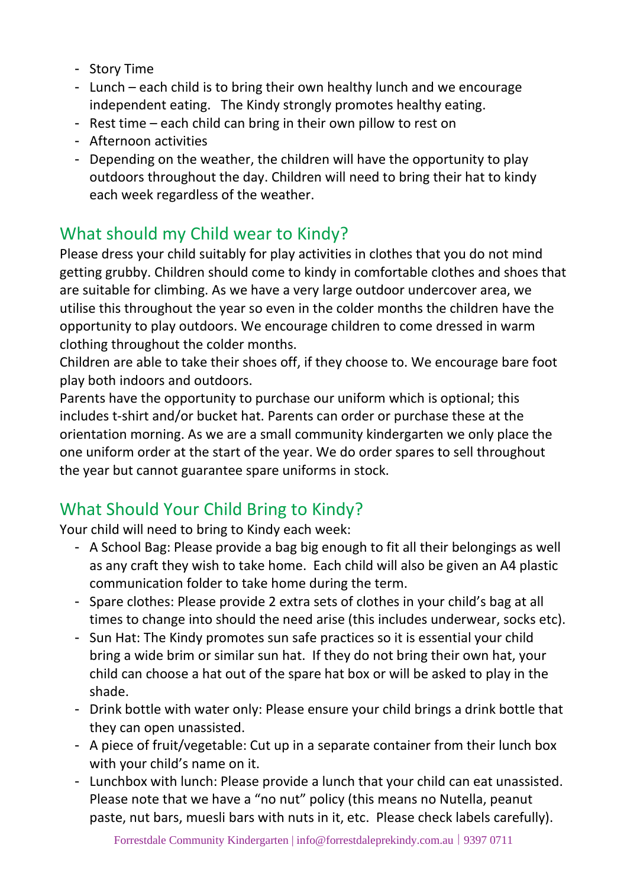- Story Time
- Lunch – each child is to bring their own healthy lunch and we encourage independent eating. The Kindy strongly promotes healthy eating.
- Rest time – each child can bring in their own pillow to rest on
- Afternoon activities
- Depending on the weather, the children will have the opportunity to play outdoors throughout the day. Children will need to bring their hat to kindy each week regardless of the weather.

## What should my Child wear to Kindy?

Please dress your child suitably for play activities in clothes that you do not mind getting grubby. Children should come to kindy in comfortable clothes and shoes that are suitable for climbing. As we have a very large outdoor undercover area, we utilise this throughout the year so even in the colder months the children have the opportunity to play outdoors. We encourage children to come dressed in warm clothing throughout the colder months.

Children are able to take their shoes off, if they choose to. We encourage bare foot play both indoors and outdoors.

Parents have the opportunity to purchase our uniform which is optional; this includes t-shirt and/or bucket hat. Parents can order or purchase these at the orientation morning. As we are a small community kindergarten we only place the one uniform order at the start of the year. We do order spares to sell throughout the year but cannot guarantee spare uniforms in stock.

## What Should Your Child Bring to Kindy?

Your child will need to bring to Kindy each week:

- A School Bag: Please provide a bag big enough to fit all their belongings as well as any craft they wish to take home. Each child will also be given an A4 plastic communication folder to take home during the term.
- Spare clothes: Please provide 2 extra sets of clothes in your child's bag at all times to change into should the need arise (this includes underwear, socks etc).
- Sun Hat: The Kindy promotes sun safe practices so it is essential your child bring a wide brim or similar sun hat. If they do not bring their own hat, your child can choose a hat out of the spare hat box or will be asked to play in the shade.
- Drink bottle with water only: Please ensure your child brings a drink bottle that they can open unassisted.
- A piece of fruit/vegetable: Cut up in a separate container from their lunch box with your child's name on it.
- Lunchbox with lunch: Please provide a lunch that your child can eat unassisted. Please note that we have a "no nut" policy (this means no Nutella, peanut paste, nut bars, muesli bars with nuts in it, etc. Please check labels carefully).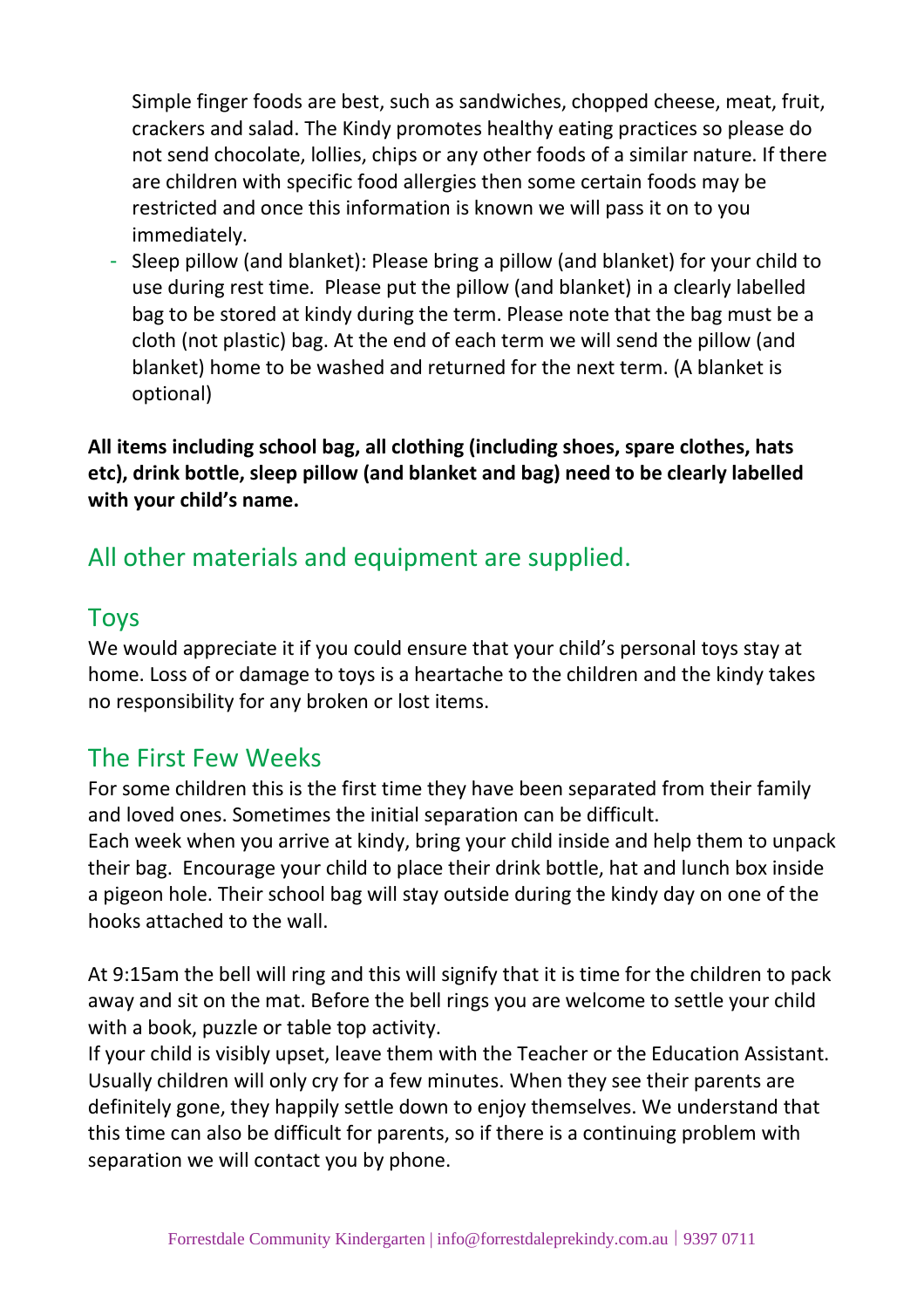Simple finger foods are best, such as sandwiches, chopped cheese, meat, fruit, crackers and salad. The Kindy promotes healthy eating practices so please do not send chocolate, lollies, chips or any other foods of a similar nature. If there are children with specific food allergies then some certain foods may be restricted and once this information is known we will pass it on to you immediately.

- Sleep pillow (and blanket): Please bring a pillow (and blanket) for your child to use during rest time. Please put the pillow (and blanket) in a clearly labelled bag to be stored at kindy during the term. Please note that the bag must be a cloth (not plastic) bag. At the end of each term we will send the pillow (and blanket) home to be washed and returned for the next term. (A blanket is optional)

**All items including school bag, all clothing (including shoes, spare clothes, hats etc), drink bottle, sleep pillow (and blanket and bag) need to be clearly labelled with your child's name.**

## All other materials and equipment are supplied.

## Toys

We would appreciate it if you could ensure that your child's personal toys stay at home. Loss of or damage to toys is a heartache to the children and the kindy takes no responsibility for any broken or lost items.

## The First Few Weeks

For some children this is the first time they have been separated from their family and loved ones. Sometimes the initial separation can be difficult.
Each week when you arrive at kindy, bring your child inside and help them to unpack their bag. Encourage your child to place their drink bottle, hat and lunch box inside a pigeon hole. Their school bag will stay outside during the kindy day on one of the hooks attached to the wall.

At 9:15am the bell will ring and this will signify that it is time for the children to pack away and sit on the mat. Before the bell rings you are welcome to settle your child with a book, puzzle or table top activity.
If your child is visibly upset, leave them with the Teacher or the Education Assistant. Usually children will only cry for a few minutes. When they see their parents are definitely gone, they happily settle down to enjoy themselves. We understand that this time can also be difficult for parents, so if there is a continuing problem with separation we will contact you by phone.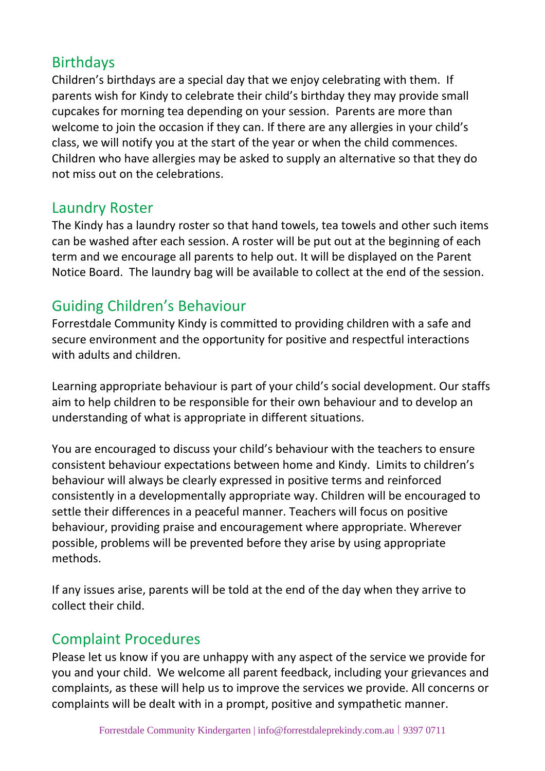## Birthdays

Children's birthdays are a special day that we enjoy celebrating with them. If parents wish for Kindy to celebrate their child's birthday they may provide small cupcakes for morning tea depending on your session. Parents are more than welcome to join the occasion if they can. If there are any allergies in your child's class, we will notify you at the start of the year or when the child commences. Children who have allergies may be asked to supply an alternative so that they do not miss out on the celebrations.

## Laundry Roster

The Kindy has a laundry roster so that hand towels, tea towels and other such items can be washed after each session. A roster will be put out at the beginning of each term and we encourage all parents to help out. It will be displayed on the Parent Notice Board. The laundry bag will be available to collect at the end of the session.

## Guiding Children's Behaviour

Forrestdale Community Kindy is committed to providing children with a safe and secure environment and the opportunity for positive and respectful interactions with adults and children.

Learning appropriate behaviour is part of your child's social development. Our staffs aim to help children to be responsible for their own behaviour and to develop an understanding of what is appropriate in different situations.

You are encouraged to discuss your child's behaviour with the teachers to ensure consistent behaviour expectations between home and Kindy. Limits to children's behaviour will always be clearly expressed in positive terms and reinforced consistently in a developmentally appropriate way. Children will be encouraged to settle their differences in a peaceful manner. Teachers will focus on positive behaviour, providing praise and encouragement where appropriate. Wherever possible, problems will be prevented before they arise by using appropriate methods.

If any issues arise, parents will be told at the end of the day when they arrive to collect their child.

## Complaint Procedures

Please let us know if you are unhappy with any aspect of the service we provide for you and your child. We welcome all parent feedback, including your grievances and complaints, as these will help us to improve the services we provide. All concerns or complaints will be dealt with in a prompt, positive and sympathetic manner.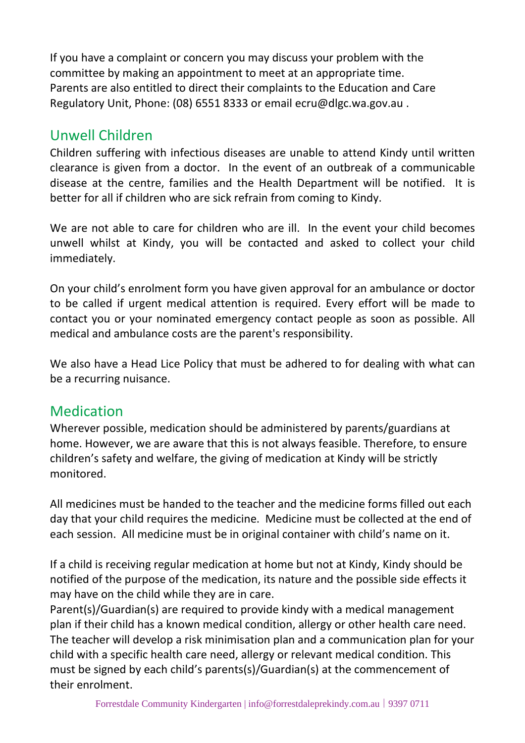If you have a complaint or concern you may discuss your problem with the committee by making an appointment to meet at an appropriate time.
Parents are also entitled to direct their complaints to the Education and Care Regulatory Unit, Phone: (08) 6551 8333 or email ecru@dlgc.wa.gov.au .

## Unwell Children

Children suffering with infectious diseases are unable to attend Kindy until written clearance is given from a doctor. In the event of an outbreak of a communicable disease at the centre, families and the Health Department will be notified. It is better for all if children who are sick refrain from coming to Kindy.

We are not able to care for children who are ill. In the event your child becomes unwell whilst at Kindy, you will be contacted and asked to collect your child immediately.

On your child's enrolment form you have given approval for an ambulance or doctor to be called if urgent medical attention is required. Every effort will be made to contact you or your nominated emergency contact people as soon as possible. All medical and ambulance costs are the parent's responsibility.

We also have a Head Lice Policy that must be adhered to for dealing with what can be a recurring nuisance.

## Medication

Wherever possible, medication should be administered by parents/guardians at home. However, we are aware that this is not always feasible. Therefore, to ensure children's safety and welfare, the giving of medication at Kindy will be strictly monitored.

All medicines must be handed to the teacher and the medicine forms filled out each day that your child requires the medicine. Medicine must be collected at the end of each session. All medicine must be in original container with child's name on it.

If a child is receiving regular medication at home but not at Kindy, Kindy should be notified of the purpose of the medication, its nature and the possible side effects it may have on the child while they are in care.
Parent(s)/Guardian(s) are required to provide kindy with a medical management plan if their child has a known medical condition, allergy or other health care need. The teacher will develop a risk minimisation plan and a communication plan for your child with a specific health care need, allergy or relevant medical condition. This must be signed by each child's parents(s)/Guardian(s) at the commencement of their enrolment.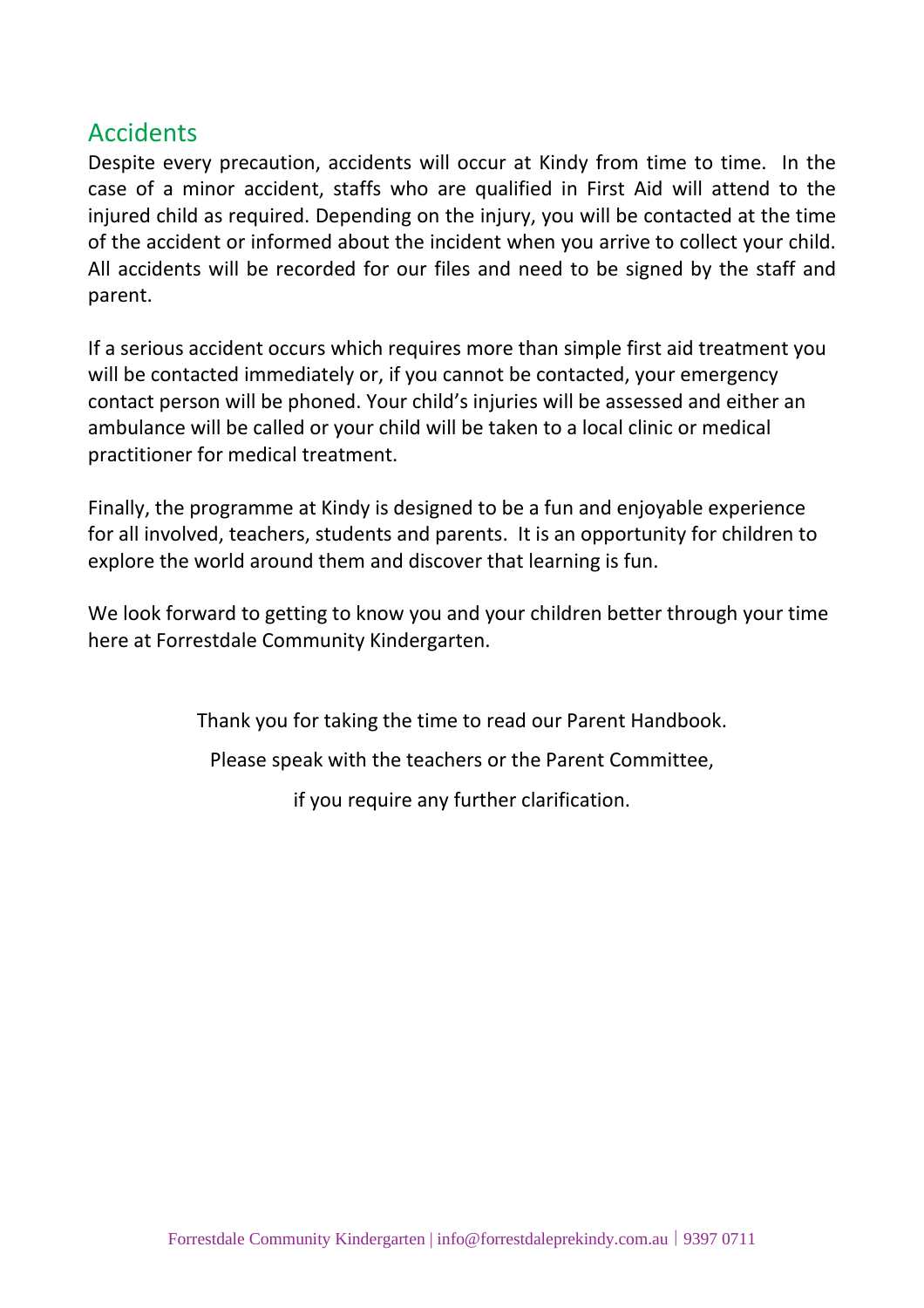## Accidents

Despite every precaution, accidents will occur at Kindy from time to time. In the case of a minor accident, staffs who are qualified in First Aid will attend to the injured child as required. Depending on the injury, you will be contacted at the time of the accident or informed about the incident when you arrive to collect your child. All accidents will be recorded for our files and need to be signed by the staff and parent.

If a serious accident occurs which requires more than simple first aid treatment you will be contacted immediately or, if you cannot be contacted, your emergency contact person will be phoned. Your child's injuries will be assessed and either an ambulance will be called or your child will be taken to a local clinic or medical practitioner for medical treatment.

Finally, the programme at Kindy is designed to be a fun and enjoyable experience for all involved, teachers, students and parents. It is an opportunity for children to explore the world around them and discover that learning is fun.

We look forward to getting to know you and your children better through your time here at Forrestdale Community Kindergarten.

Thank you for taking the time to read our Parent Handbook.

Please speak with the teachers or the Parent Committee,

if you require any further clarification.